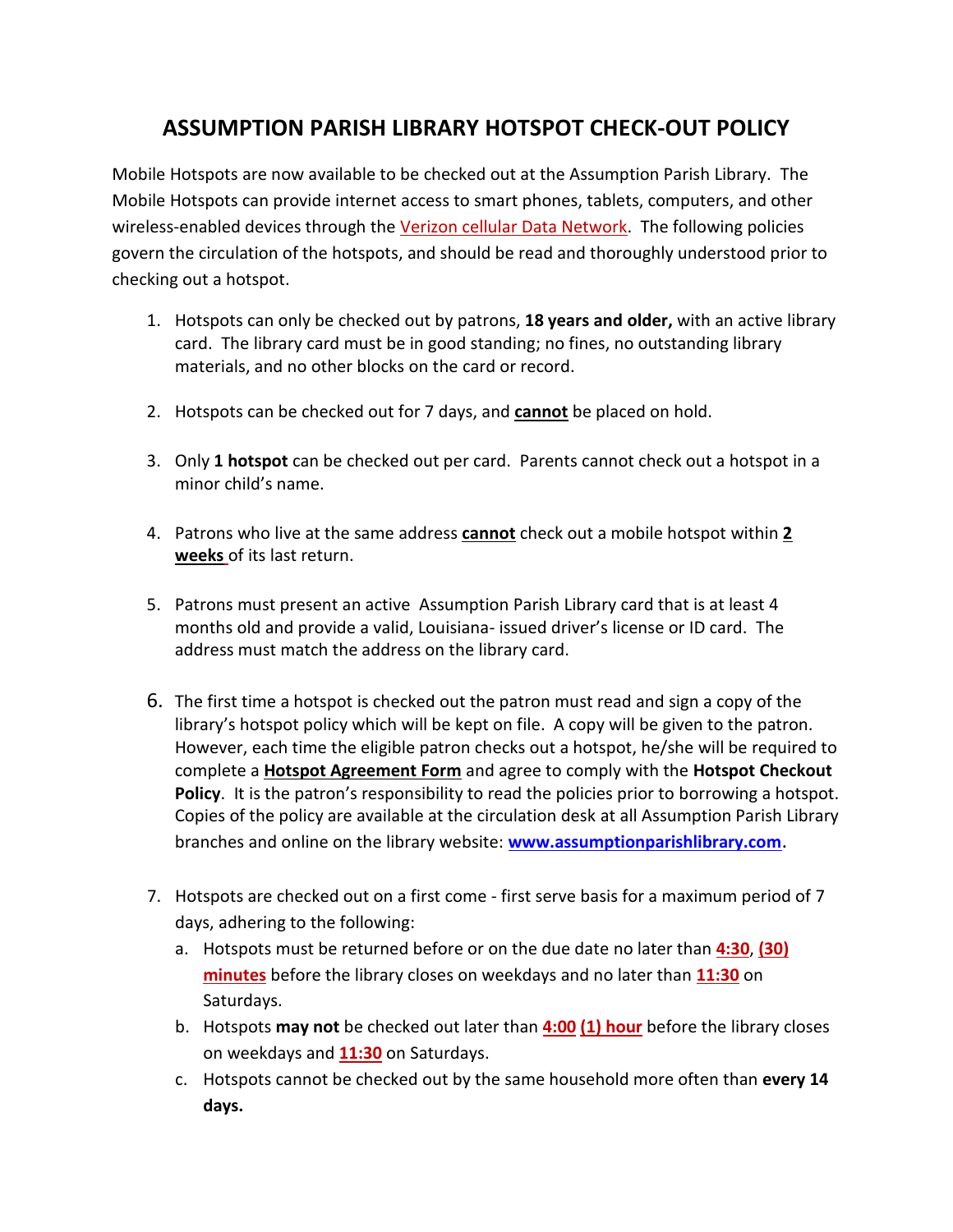# ASSUMPTION PARISH LIBRARY HOTSPOT CHECK-OUT POLICY

Mobile Hotspots are now available to be checked out at the Assumption Parish Library. The Mobile Hotspots can provide internet access to smart phones, tablets, computers, and other wireless-enabled devices through the Verizon cellular Data Network. The following policies govern the circulation of the hotspots, and should be read and thoroughly understood prior to checking out a hotspot.

1. Hotspots can only be checked out by patrons, **18 years and older,** with an active library card. The library card must be in good standing; no fines, no outstanding library materials, and no other blocks on the card or record.

2. Hotspots can be checked out for 7 days, and **cannot** be placed on hold.

3. Only **1 hotspot** can be checked out per card. Parents cannot check out a hotspot in a minor child's name.

4. Patrons who live at the same address **cannot** check out a mobile hotspot within **2 weeks** of its last return.

5. Patrons must present an active Assumption Parish Library card that is at least 4 months old and provide a valid, Louisiana- issued driver's license or ID card. The address must match the address on the library card.

6. The first time a hotspot is checked out the patron must read and sign a copy of the library's hotspot policy which will be kept on file. A copy will be given to the patron. However, each time the eligible patron checks out a hotspot, he/she will be required to complete a **Hotspot Agreement Form** and agree to comply with the **Hotspot Checkout Policy**. It is the patron's responsibility to read the policies prior to borrowing a hotspot. Copies of the policy are available at the circulation desk at all Assumption Parish Library branches and online on the library website: **www.assumptionparishlibrary.com.**

7. Hotspots are checked out on a first come - first serve basis for a maximum period of 7 days, adhering to the following:
   a. Hotspots must be returned before or on the due date no later than **4:30**, **(30) minutes** before the library closes on weekdays and no later than **11:30** on Saturdays.
   b. Hotspots **may not** be checked out later than **4:00** **(1) hour** before the library closes on weekdays and **11:30** on Saturdays.
   c. Hotspots cannot be checked out by the same household more often than **every 14 days.**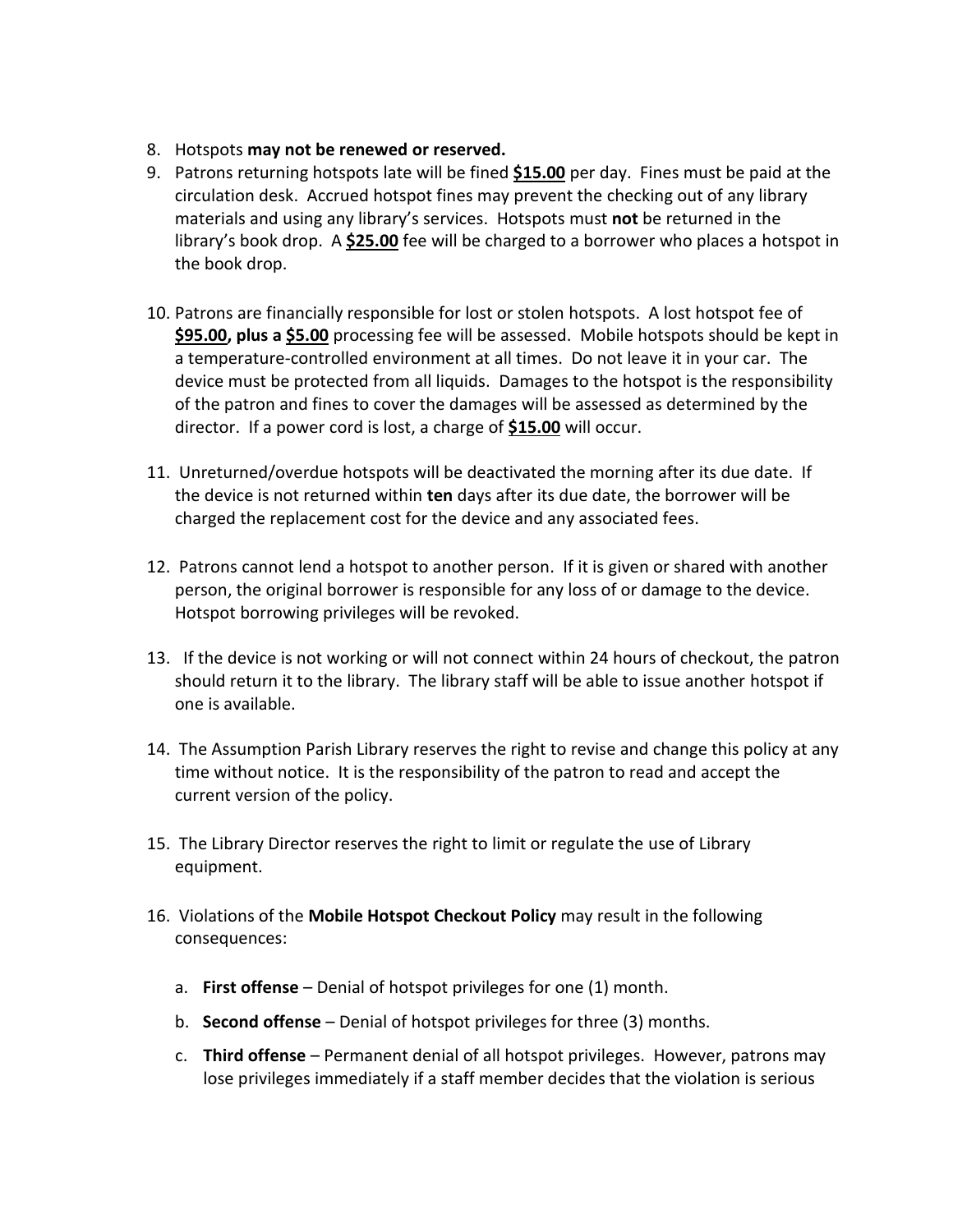8. Hotspots **may not be renewed or reserved.**
9. Patrons returning hotspots late will be fined **$15.00** per day. Fines must be paid at the circulation desk. Accrued hotspot fines may prevent the checking out of any library materials and using any library's services. Hotspots must **not** be returned in the library's book drop. A **$25.00** fee will be charged to a borrower who places a hotspot in the book drop.

10. Patrons are financially responsible for lost or stolen hotspots. A lost hotspot fee of **$95.00, plus a $5.00** processing fee will be assessed. Mobile hotspots should be kept in a temperature-controlled environment at all times. Do not leave it in your car. The device must be protected from all liquids. Damages to the hotspot is the responsibility of the patron and fines to cover the damages will be assessed as determined by the director. If a power cord is lost, a charge of **$15.00** will occur.

11. Unreturned/overdue hotspots will be deactivated the morning after its due date. If the device is not returned within **ten** days after its due date, the borrower will be charged the replacement cost for the device and any associated fees.

12. Patrons cannot lend a hotspot to another person. If it is given or shared with another person, the original borrower is responsible for any loss of or damage to the device. Hotspot borrowing privileges will be revoked.

13. If the device is not working or will not connect within 24 hours of checkout, the patron should return it to the library. The library staff will be able to issue another hotspot if one is available.

14. The Assumption Parish Library reserves the right to revise and change this policy at any time without notice. It is the responsibility of the patron to read and accept the current version of the policy.

15. The Library Director reserves the right to limit or regulate the use of Library equipment.

16. Violations of the **Mobile Hotspot Checkout Policy** may result in the following consequences:

    a. **First offense** – Denial of hotspot privileges for one (1) month.

    b. **Second offense** – Denial of hotspot privileges for three (3) months.

    c. **Third offense** – Permanent denial of all hotspot privileges. However, patrons may lose privileges immediately if a staff member decides that the violation is serious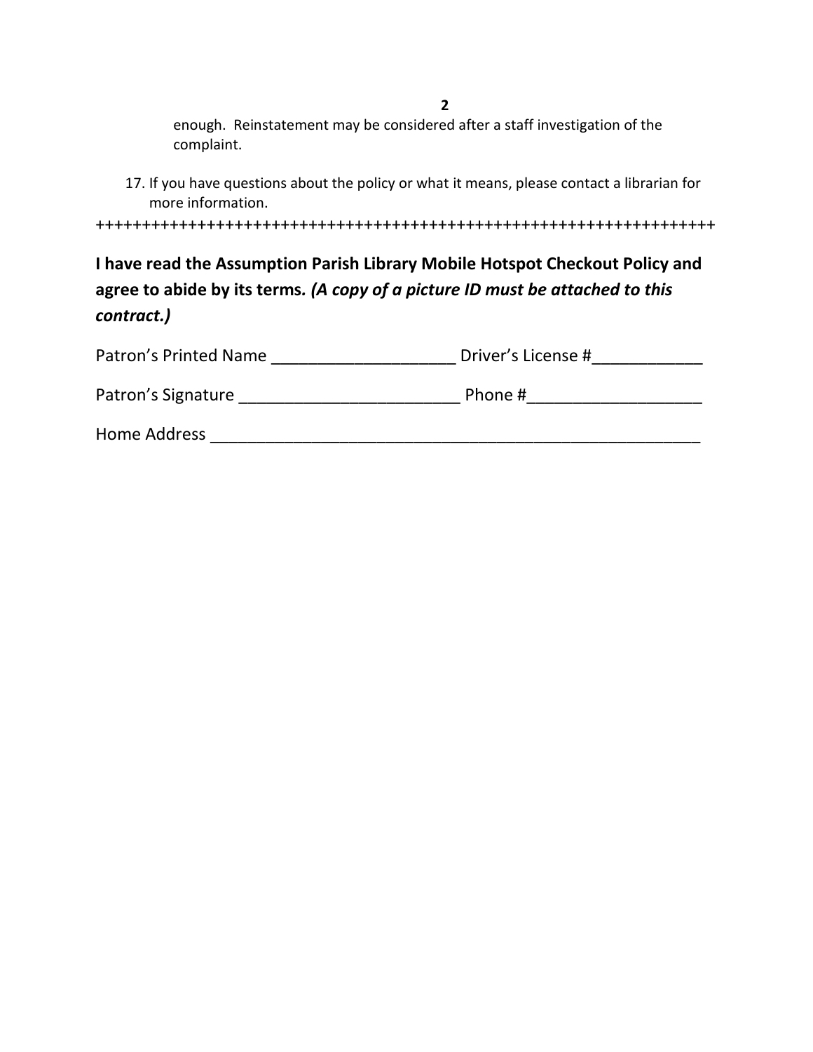enough. Reinstatement may be considered after a staff investigation of the complaint.

17. If you have questions about the policy or what it means, please contact a librarian for more information.

++++++++++++++++++++++++++++++++++++++++++++++++++++++++++++++++++++++

**I have read the Assumption Parish Library Mobile Hotspot Checkout Policy and agree to abide by its terms.** ***(A copy of a picture ID must be attached to this contract.)***

Patron's Printed Name ____________________ Driver's License #____________

Patron's Signature ________________________ Phone #___________________

Home Address _______________________________________________________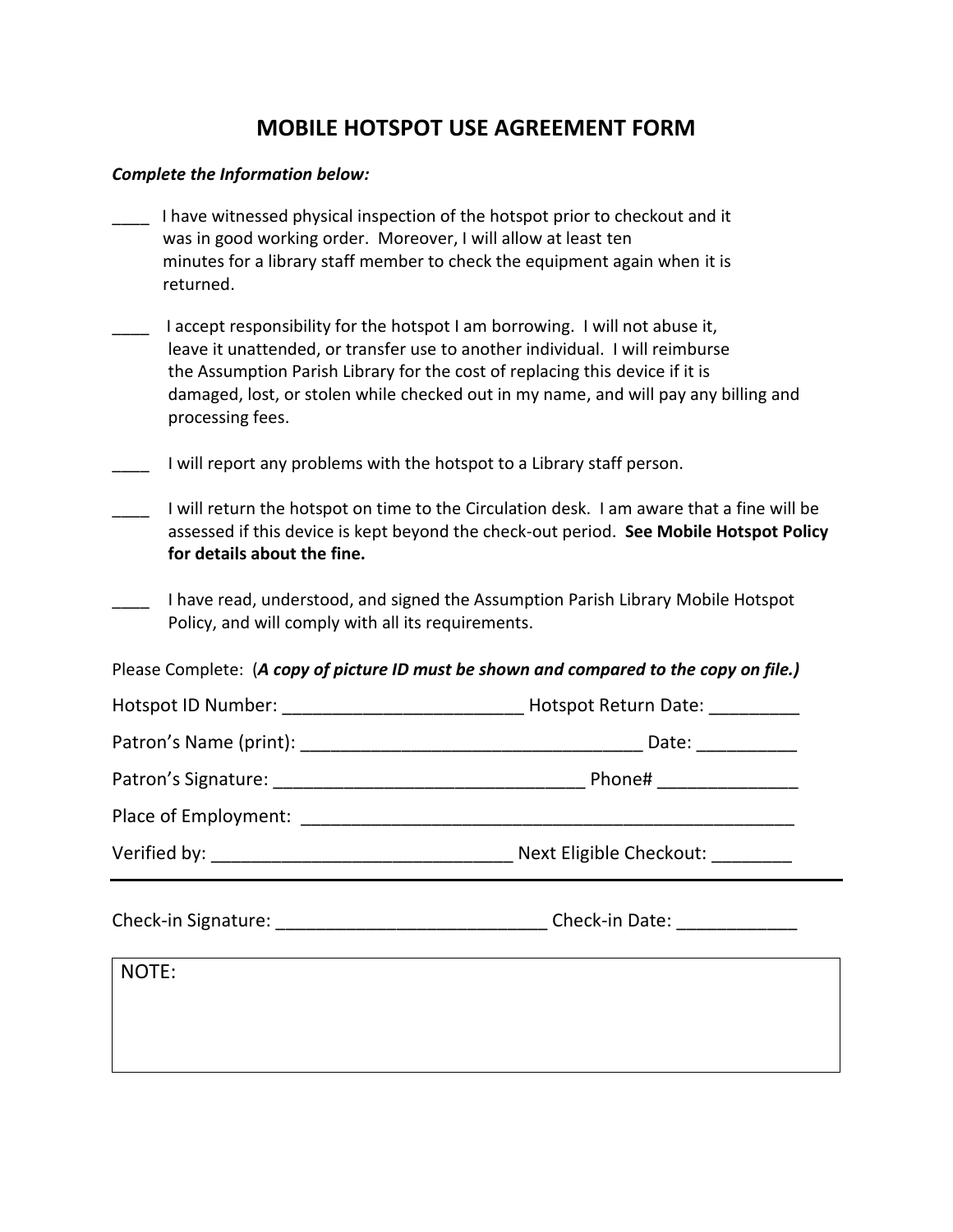# MOBILE HOTSPOT USE AGREEMENT FORM

***Complete the Information below:***

____ I have witnessed physical inspection of the hotspot prior to checkout and it was in good working order. Moreover, I will allow at least ten minutes for a library staff member to check the equipment again when it is returned.

____ I accept responsibility for the hotspot I am borrowing. I will not abuse it, leave it unattended, or transfer use to another individual. I will reimburse the Assumption Parish Library for the cost of replacing this device if it is damaged, lost, or stolen while checked out in my name, and will pay any billing and processing fees.

____ I will report any problems with the hotspot to a Library staff person.

____ I will return the hotspot on time to the Circulation desk. I am aware that a fine will be assessed if this device is kept beyond the check-out period. **See Mobile Hotspot Policy for details about the fine.**

____ I have read, understood, and signed the Assumption Parish Library Mobile Hotspot Policy, and will comply with all its requirements.

Please Complete: (***A copy of picture ID must be shown and compared to the copy on file.)***

Hotspot ID Number: ________________________ Hotspot Return Date: _________

Patron's Name (print): __________________________________ Date: __________

Patron's Signature: _______________________________ Phone# ______________

Place of Employment: __________________________________________________

Verified by: ______________________________ Next Eligible Checkout: ________

---

Check-in Signature: ___________________________ Check-in Date: ____________

NOTE: